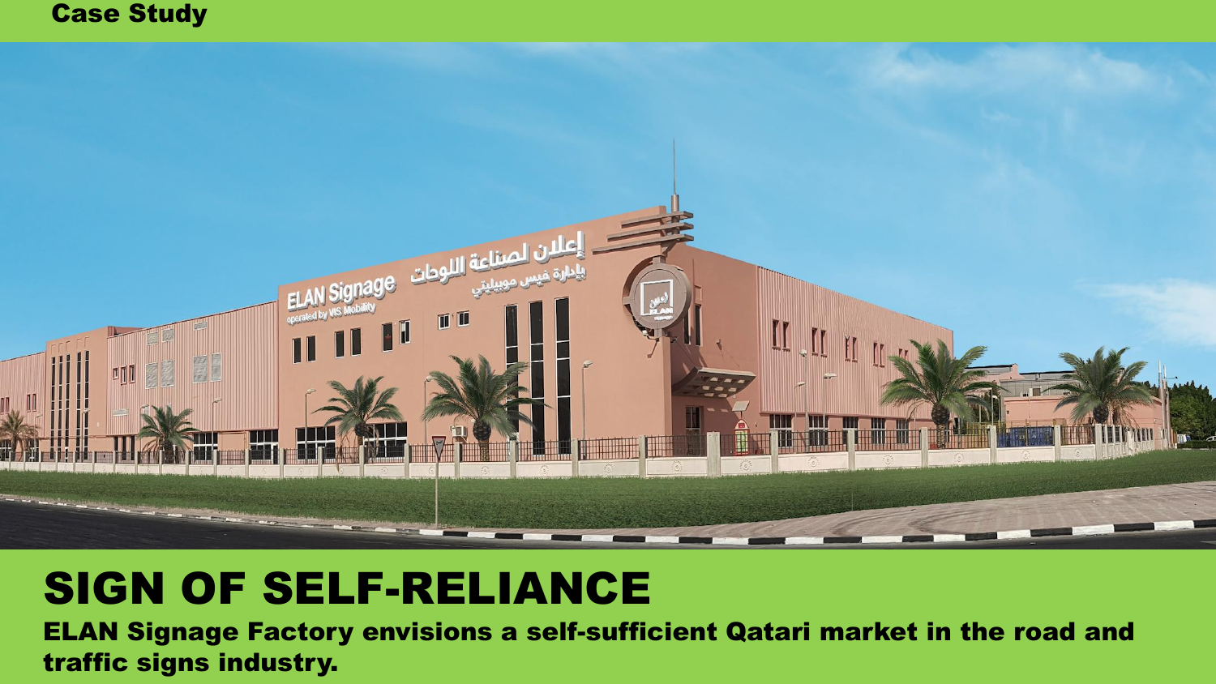Case Study

# SIGN OF SELF-RELIANCE

**ELAN Signage Factory envisions a self-sufficient Qatari market in the road and traffic signs industry.**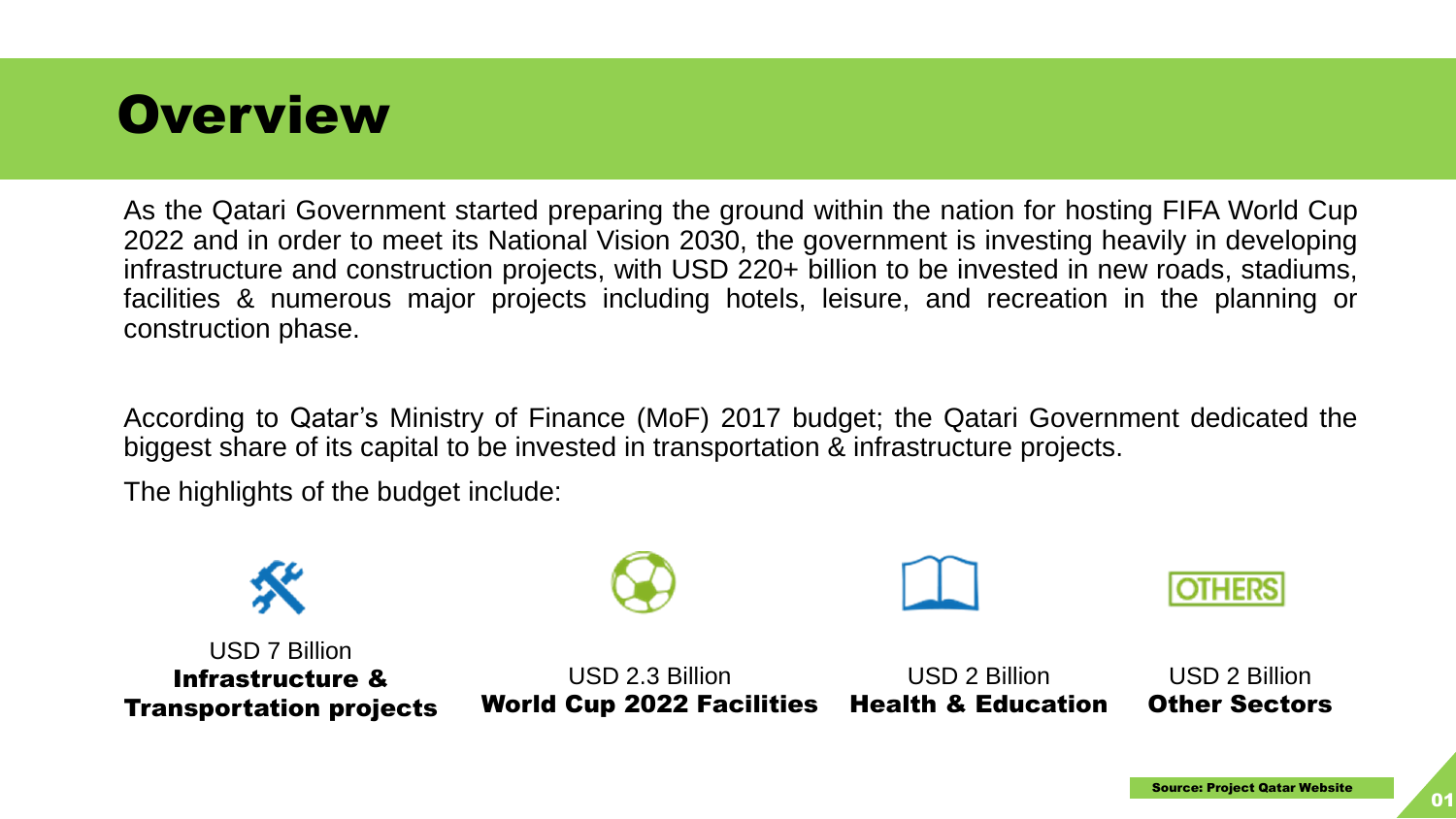# Overview

As the Qatari Government started preparing the ground within the nation for hosting FIFA World Cup 2022 and in order to meet its National Vision 2030, the government is investing heavily in developing infrastructure and construction projects, with USD 220+ billion to be invested in new roads, stadiums, facilities & numerous major projects including hotels, leisure, and recreation in the planning or construction phase.

According to Qatar's Ministry of Finance (MoF) 2017 budget; the Qatari Government dedicated the biggest share of its capital to be invested in transportation & infrastructure projects.

The highlights of the budget include:

- USD 7 Billion **Infrastructure & Transportation projects**
- USD 2.3 Billion **World Cup 2022 Facilities**
- USD 2 Billion **Health & Education**
- USD 2 Billion **Other Sectors**

Source: Project Qatar Website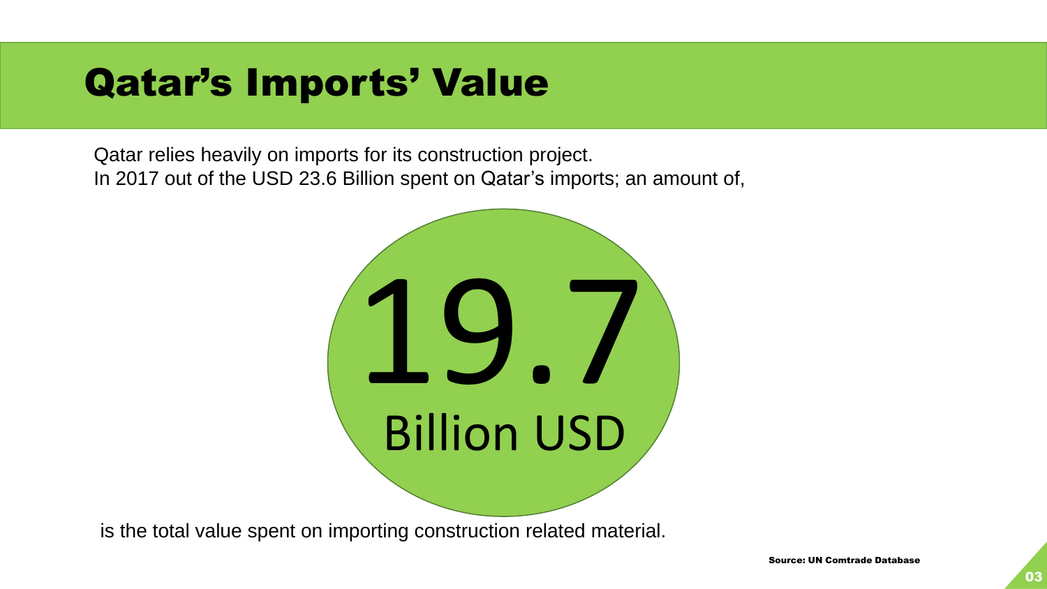# Qatar’s Imports’ Value

Qatar relies heavily on imports for its construction project.
In 2017 out of the USD 23.6 Billion spent on Qatar’s imports; an amount of,

**19.7**

**Billion USD**

is the total value spent on importing construction related material.

**Source: UN Comtrade Database**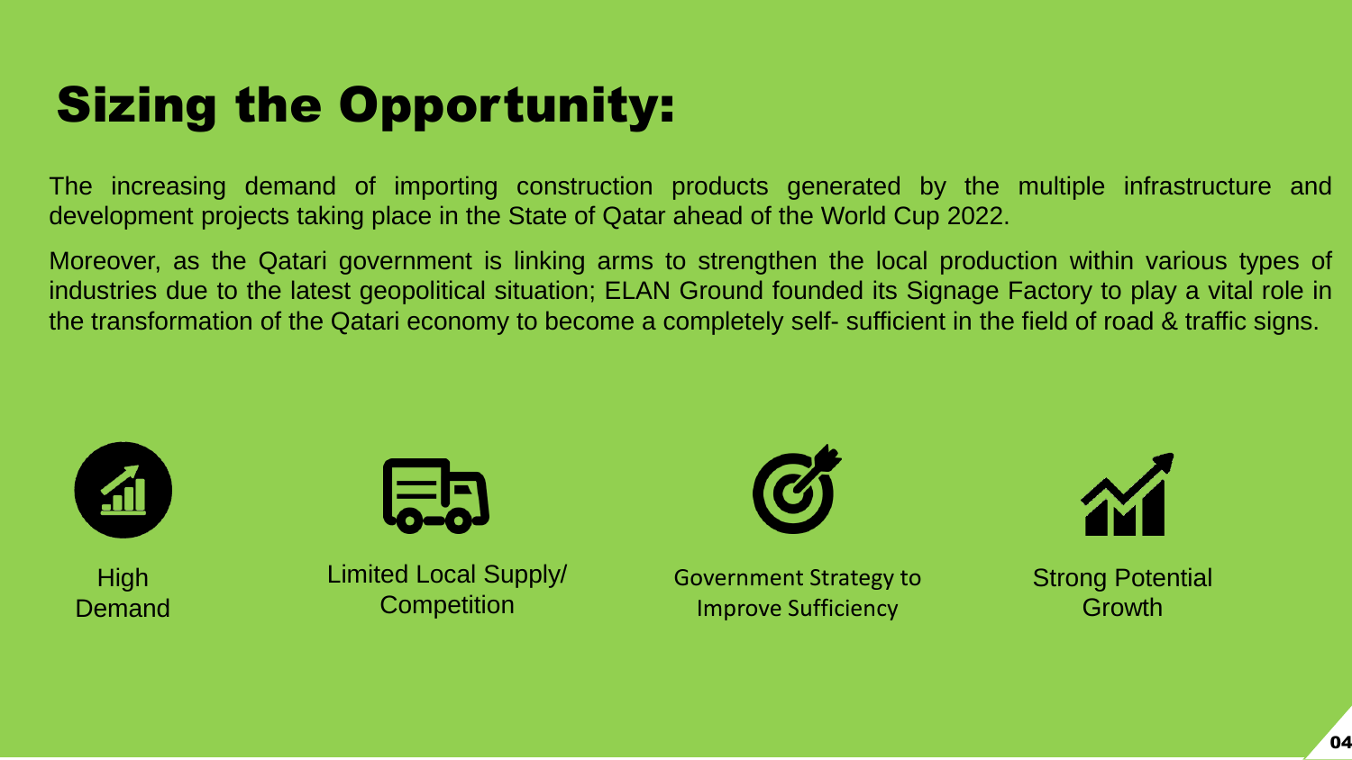# Sizing the Opportunity:

The increasing demand of importing construction products generated by the multiple infrastructure and development projects taking place in the State of Qatar ahead of the World Cup 2022.

Moreover, as the Qatari government is linking arms to strengthen the local production within various types of industries due to the latest geopolitical situation; ELAN Ground founded its Signage Factory to play a vital role in the transformation of the Qatari economy to become a completely self- sufficient in the field of road & traffic signs.

- High Demand
- Limited Local Supply/ Competition
- Government Strategy to Improve Sufficiency
- Strong Potential Growth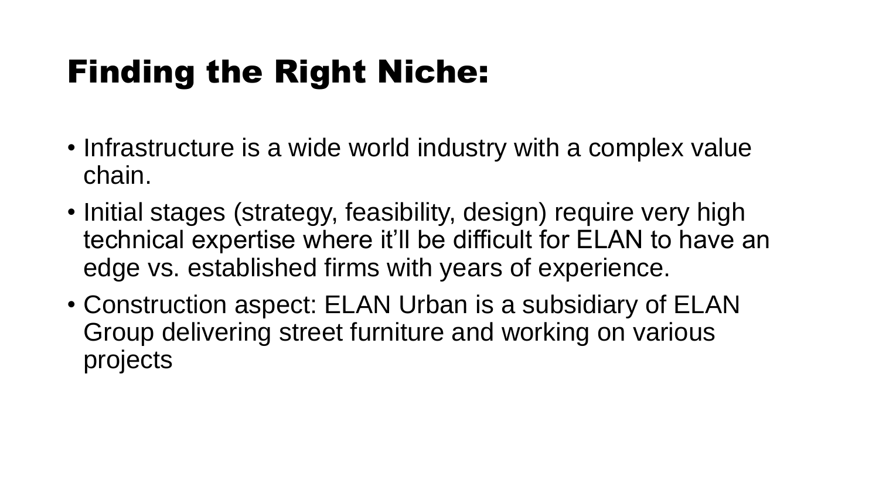# Finding the Right Niche:

- Infrastructure is a wide world industry with a complex value chain.
- Initial stages (strategy, feasibility, design) require very high technical expertise where it'll be difficult for ELAN to have an edge vs. established firms with years of experience.
- Construction aspect: ELAN Urban is a subsidiary of ELAN Group delivering street furniture and working on various projects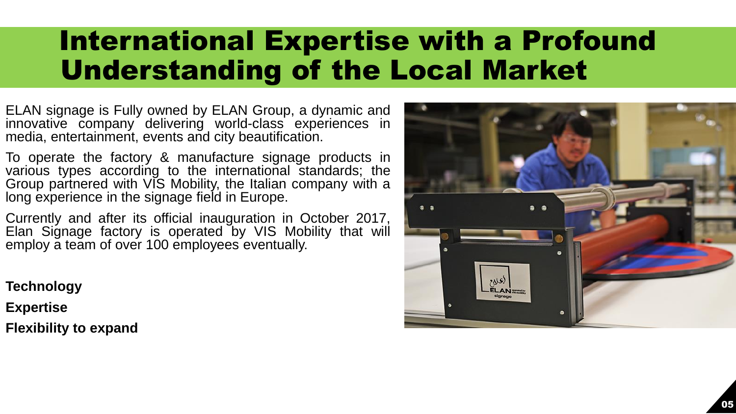# International Expertise with a Profound Understanding of the Local Market

ELAN signage is Fully owned by ELAN Group, a dynamic and innovative company delivering world-class experiences in media, entertainment, events and city beautification.

To operate the factory & manufacture signage products in various types according to the international standards; the Group partnered with VIS Mobility, the Italian company with a long experience in the signage field in Europe.

Currently and after its official inauguration in October 2017, Elan Signage factory is operated by VIS Mobility that will employ a team of over 100 employees eventually.

**Technology**

**Expertise**

**Flexibility to expand**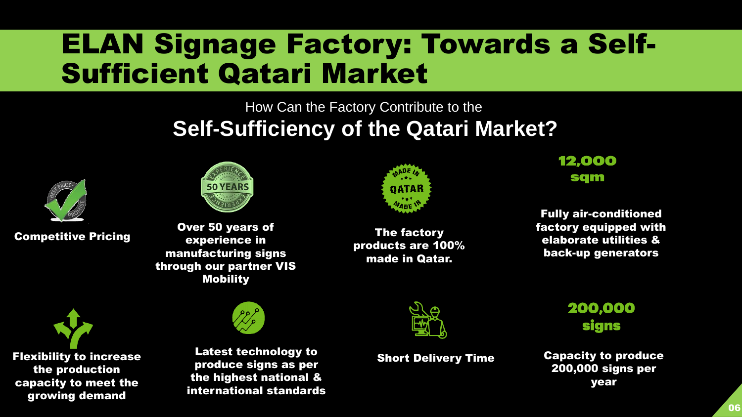# ELAN Signage Factory: Towards a Self-Sufficient Qatari Market

How Can the Factory Contribute to the

## Self-Sufficiency of the Qatari Market?

**Competitive Pricing**

**Over 50 years of experience in manufacturing signs through our partner VIS Mobility**

**The factory products are 100% made in Qatar.**

**12,000 sqm**

**Fully air-conditioned factory equipped with elaborate utilities & back-up generators**

**Flexibility to increase the production capacity to meet the growing demand**

**Latest technology to produce signs as per the highest national & international standards**

**Short Delivery Time**

**200,000 signs**

**Capacity to produce 200,000 signs per year**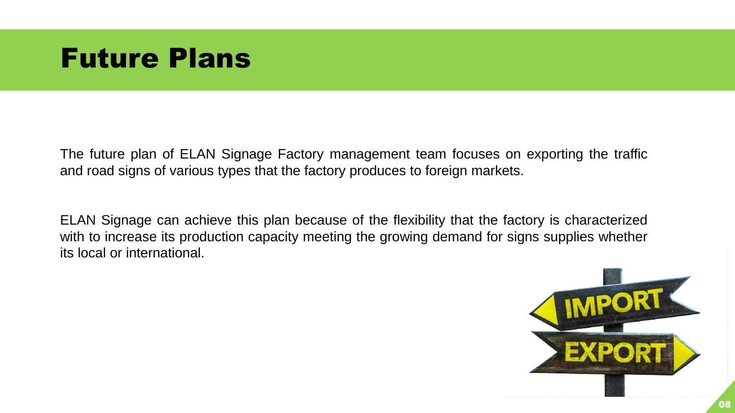# Future Plans

The future plan of ELAN Signage Factory management team focuses on exporting the traffic and road signs of various types that the factory produces to foreign markets.

ELAN Signage can achieve this plan because of the flexibility that the factory is characterized with to increase its production capacity meeting the growing demand for signs supplies whether its local or international.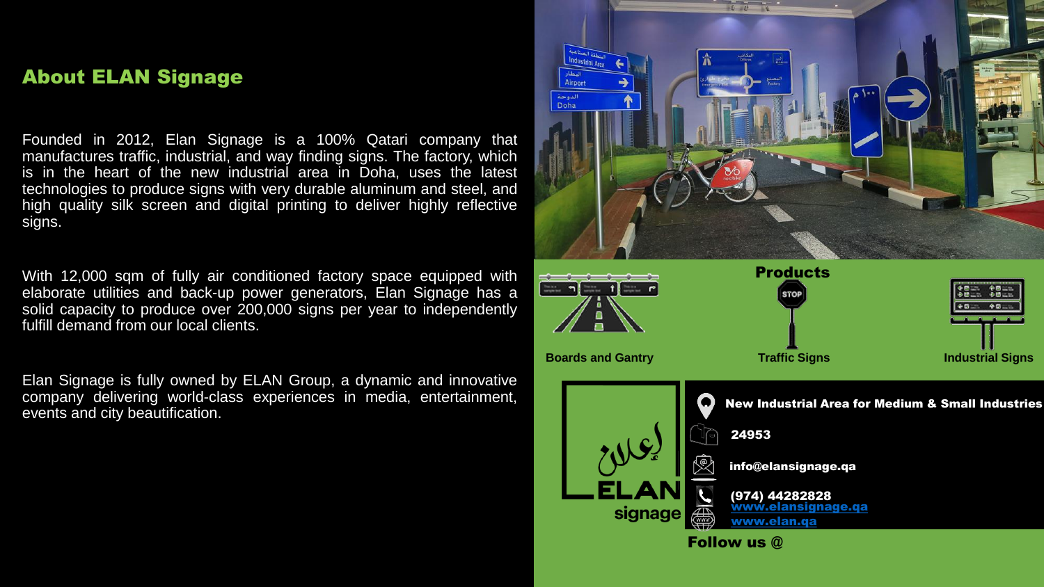## About ELAN Signage

Founded in 2012, Elan Signage is a 100% Qatari company that manufactures traffic, industrial, and way finding signs. The factory, which is in the heart of the new industrial area in Doha, uses the latest technologies to produce signs with very durable aluminum and steel, and high quality silk screen and digital printing to deliver highly reflective signs.

With 12,000 sqm of fully air conditioned factory space equipped with elaborate utilities and back-up power generators, Elan Signage has a solid capacity to produce over 200,000 signs per year to independently fulfill demand from our local clients.

Elan Signage is fully owned by ELAN Group, a dynamic and innovative company delivering world-class experiences in media, entertainment, events and city beautification.

### Products

Boards and Gantry

Traffic Signs

Industrial Signs

إعلان
ELAN
signage

New Industrial Area for Medium & Small Industries

24953

info@elansignage.qa

(974) 44282828

www.elansignage.qa

www.elan.qa

Follow us @